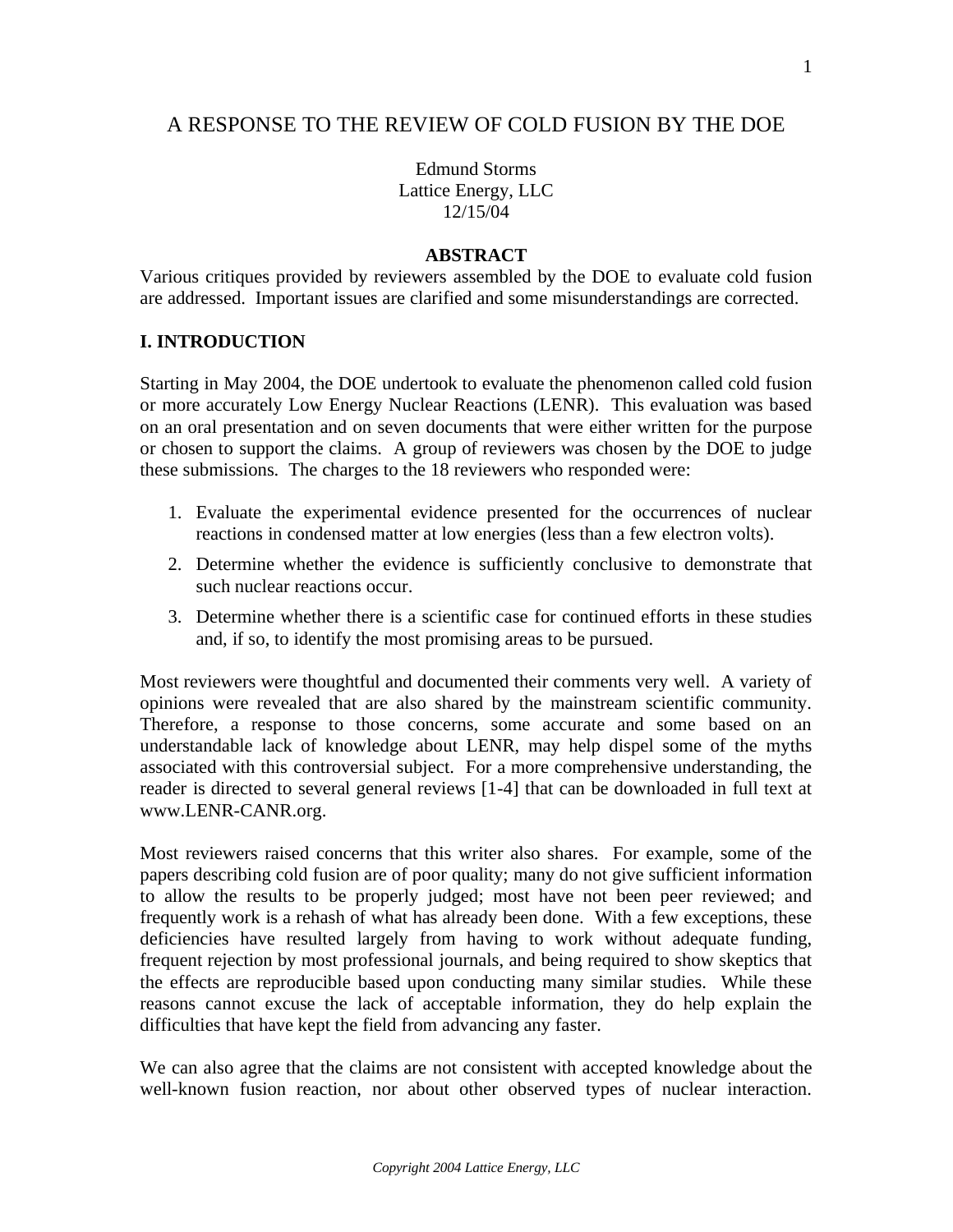# A RESPONSE TO THE REVIEW OF COLD FUSION BY THE DOE

Edmund Storms
Lattice Energy, LLC
12/15/04

## ABSTRACT

Various critiques provided by reviewers assembled by the DOE to evaluate cold fusion are addressed. Important issues are clarified and some misunderstandings are corrected.

## I. INTRODUCTION

Starting in May 2004, the DOE undertook to evaluate the phenomenon called cold fusion or more accurately Low Energy Nuclear Reactions (LENR). This evaluation was based on an oral presentation and on seven documents that were either written for the purpose or chosen to support the claims. A group of reviewers was chosen by the DOE to judge these submissions. The charges to the 18 reviewers who responded were:

1. Evaluate the experimental evidence presented for the occurrences of nuclear reactions in condensed matter at low energies (less than a few electron volts).
2. Determine whether the evidence is sufficiently conclusive to demonstrate that such nuclear reactions occur.
3. Determine whether there is a scientific case for continued efforts in these studies and, if so, to identify the most promising areas to be pursued.

Most reviewers were thoughtful and documented their comments very well. A variety of opinions were revealed that are also shared by the mainstream scientific community. Therefore, a response to those concerns, some accurate and some based on an understandable lack of knowledge about LENR, may help dispel some of the myths associated with this controversial subject. For a more comprehensive understanding, the reader is directed to several general reviews [1-4] that can be downloaded in full text at www.LENR-CANR.org.

Most reviewers raised concerns that this writer also shares. For example, some of the papers describing cold fusion are of poor quality; many do not give sufficient information to allow the results to be properly judged; most have not been peer reviewed; and frequently work is a rehash of what has already been done. With a few exceptions, these deficiencies have resulted largely from having to work without adequate funding, frequent rejection by most professional journals, and being required to show skeptics that the effects are reproducible based upon conducting many similar studies. While these reasons cannot excuse the lack of acceptable information, they do help explain the difficulties that have kept the field from advancing any faster.

We can also agree that the claims are not consistent with accepted knowledge about the well-known fusion reaction, nor about other observed types of nuclear interaction.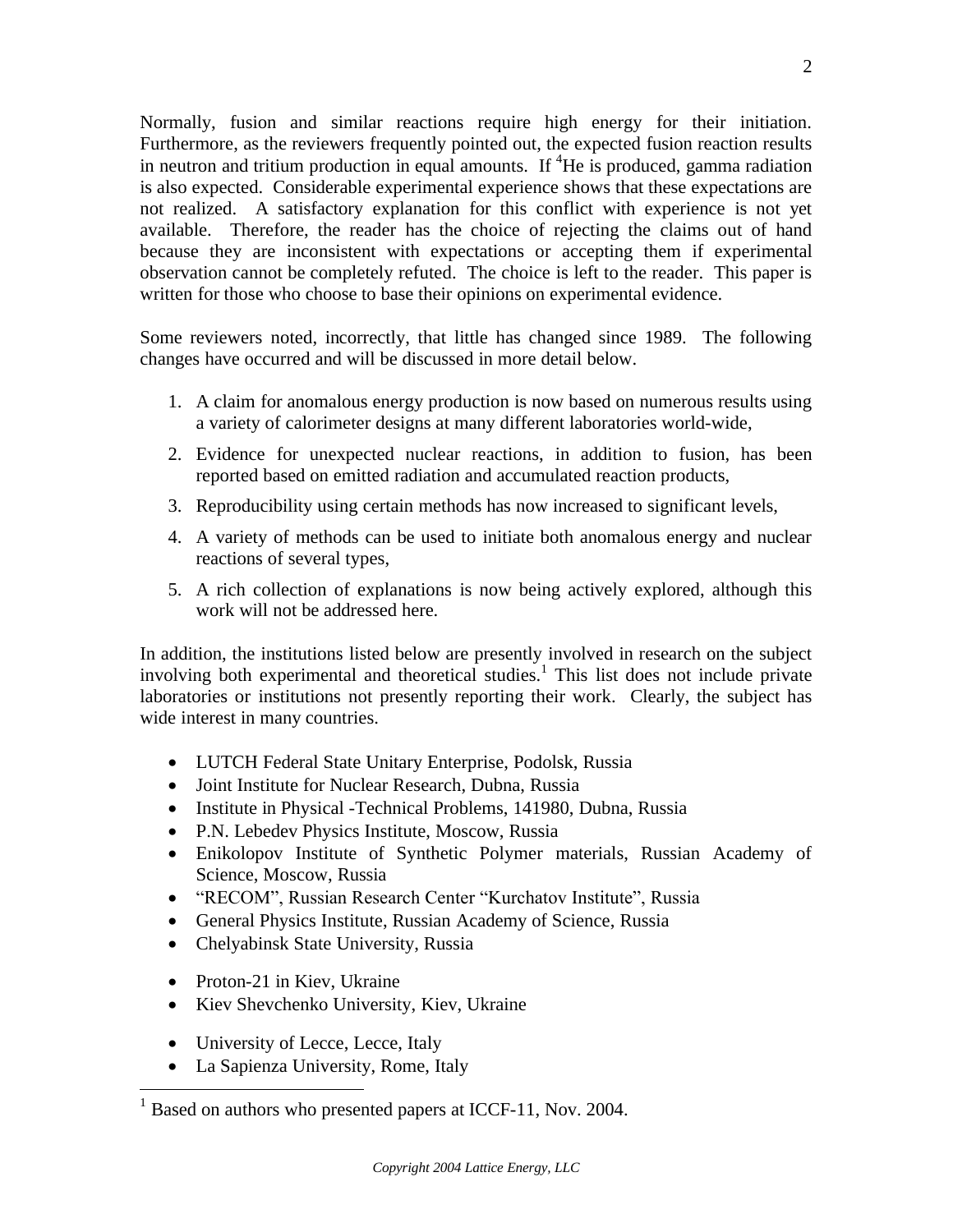Normally, fusion and similar reactions require high energy for their initiation. Furthermore, as the reviewers frequently pointed out, the expected fusion reaction results in neutron and tritium production in equal amounts. If $^4$He is produced, gamma radiation is also expected. Considerable experimental experience shows that these expectations are not realized. A satisfactory explanation for this conflict with experience is not yet available. Therefore, the reader has the choice of rejecting the claims out of hand because they are inconsistent with expectations or accepting them if experimental observation cannot be completely refuted. The choice is left to the reader. This paper is written for those who choose to base their opinions on experimental evidence.

Some reviewers noted, incorrectly, that little has changed since 1989. The following changes have occurred and will be discussed in more detail below.

1. A claim for anomalous energy production is now based on numerous results using a variety of calorimeter designs at many different laboratories world-wide,
2. Evidence for unexpected nuclear reactions, in addition to fusion, has been reported based on emitted radiation and accumulated reaction products,
3. Reproducibility using certain methods has now increased to significant levels,
4. A variety of methods can be used to initiate both anomalous energy and nuclear reactions of several types,
5. A rich collection of explanations is now being actively explored, although this work will not be addressed here.

In addition, the institutions listed below are presently involved in research on the subject involving both experimental and theoretical studies.[1] This list does not include private laboratories or institutions not presently reporting their work. Clearly, the subject has wide interest in many countries.

- LUTCH Federal State Unitary Enterprise, Podolsk, Russia
- Joint Institute for Nuclear Research, Dubna, Russia
- Institute in Physical -Technical Problems, 141980, Dubna, Russia
- P.N. Lebedev Physics Institute, Moscow, Russia
- Enikolopov Institute of Synthetic Polymer materials, Russian Academy of Science, Moscow, Russia
- "RECOM", Russian Research Center "Kurchatov Institute", Russia
- General Physics Institute, Russian Academy of Science, Russia
- Chelyabinsk State University, Russia

- Proton-21 in Kiev, Ukraine
- Kiev Shevchenko University, Kiev, Ukraine

- University of Lecce, Lecce, Italy
- La Sapienza University, Rome, Italy

[1] Based on authors who presented papers at ICCF-11, Nov. 2004.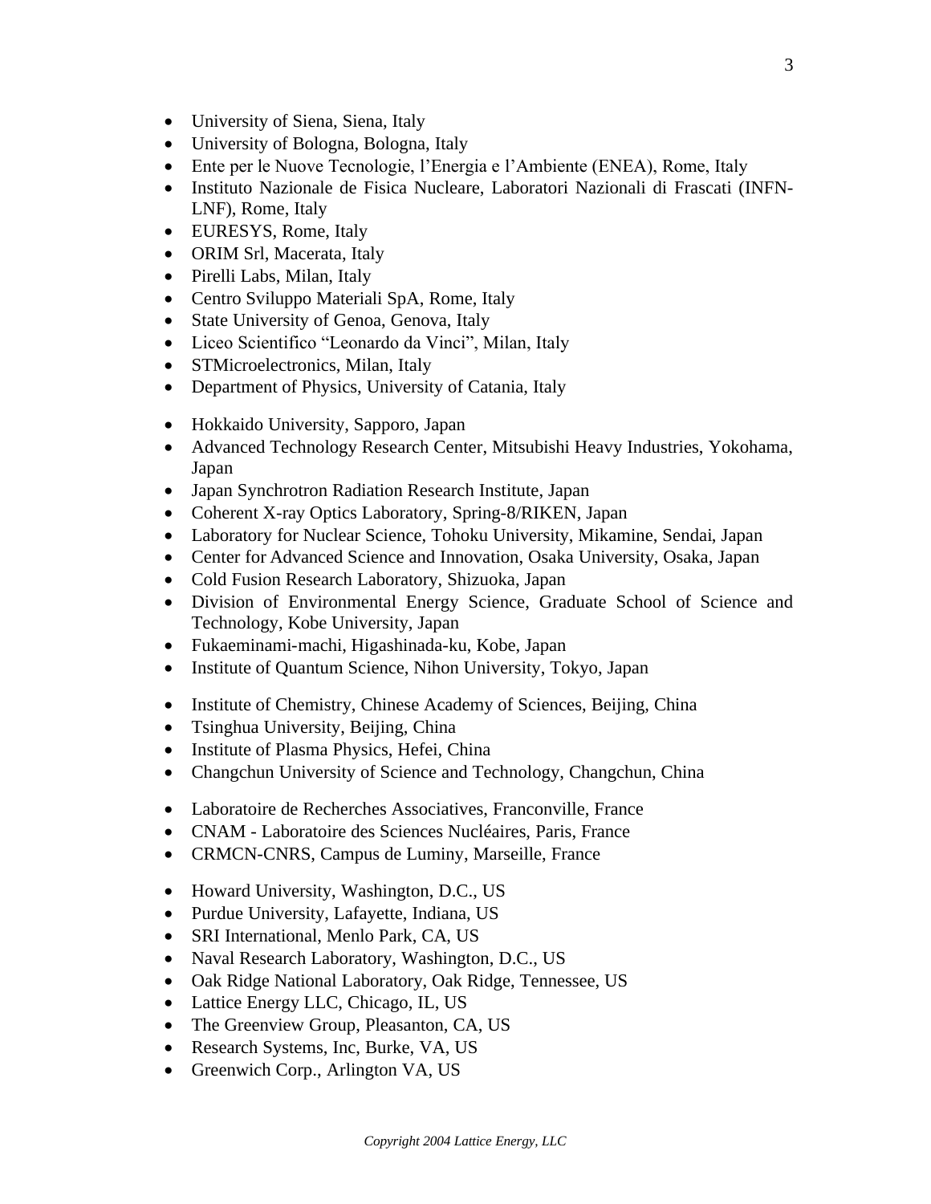- University of Siena, Siena, Italy
- University of Bologna, Bologna, Italy
- Ente per le Nuove Tecnologie, l'Energia e l'Ambiente (ENEA), Rome, Italy
- Instituto Nazionale de Fisica Nucleare, Laboratori Nazionali di Frascati (INFN-LNF), Rome, Italy
- EURESYS, Rome, Italy
- ORIM Srl, Macerata, Italy
- Pirelli Labs, Milan, Italy
- Centro Sviluppo Materiali SpA, Rome, Italy
- State University of Genoa, Genova, Italy
- Liceo Scientifico "Leonardo da Vinci", Milan, Italy
- STMicroelectronics, Milan, Italy
- Department of Physics, University of Catania, Italy

- Hokkaido University, Sapporo, Japan
- Advanced Technology Research Center, Mitsubishi Heavy Industries, Yokohama, Japan
- Japan Synchrotron Radiation Research Institute, Japan
- Coherent X-ray Optics Laboratory, Spring-8/RIKEN, Japan
- Laboratory for Nuclear Science, Tohoku University, Mikamine, Sendai, Japan
- Center for Advanced Science and Innovation, Osaka University, Osaka, Japan
- Cold Fusion Research Laboratory, Shizuoka, Japan
- Division of Environmental Energy Science, Graduate School of Science and Technology, Kobe University, Japan
- Fukaeminami-machi, Higashinada-ku, Kobe, Japan
- Institute of Quantum Science, Nihon University, Tokyo, Japan

- Institute of Chemistry, Chinese Academy of Sciences, Beijing, China
- Tsinghua University, Beijing, China
- Institute of Plasma Physics, Hefei, China
- Changchun University of Science and Technology, Changchun, China

- Laboratoire de Recherches Associatives, Franconville, France
- CNAM - Laboratoire des Sciences Nucléaires, Paris, France
- CRMCN-CNRS, Campus de Luminy, Marseille, France

- Howard University, Washington, D.C., US
- Purdue University, Lafayette, Indiana, US
- SRI International, Menlo Park, CA, US
- Naval Research Laboratory, Washington, D.C., US
- Oak Ridge National Laboratory, Oak Ridge, Tennessee, US
- Lattice Energy LLC, Chicago, IL, US
- The Greenview Group, Pleasanton, CA, US
- Research Systems, Inc, Burke, VA, US
- Greenwich Corp., Arlington VA, US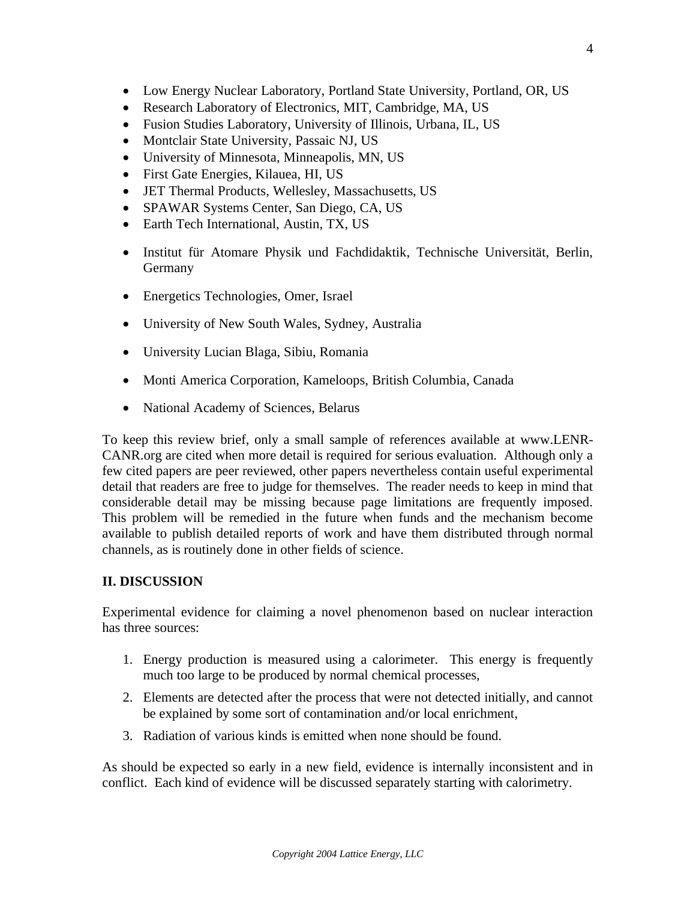- Low Energy Nuclear Laboratory, Portland State University, Portland, OR, US
- Research Laboratory of Electronics, MIT, Cambridge, MA, US
- Fusion Studies Laboratory, University of Illinois, Urbana, IL, US
- Montclair State University, Passaic NJ, US
- University of Minnesota, Minneapolis, MN, US
- First Gate Energies, Kilauea, HI, US
- JET Thermal Products, Wellesley, Massachusetts, US
- SPAWAR Systems Center, San Diego, CA, US
- Earth Tech International, Austin, TX, US
- Institut für Atomare Physik und Fachdidaktik, Technische Universität, Berlin, Germany
- Energetics Technologies, Omer, Israel
- University of New South Wales, Sydney, Australia
- University Lucian Blaga, Sibiu, Romania
- Monti America Corporation, Kameloops, British Columbia, Canada
- National Academy of Sciences, Belarus

To keep this review brief, only a small sample of references available at www.LENR-CANR.org are cited when more detail is required for serious evaluation. Although only a few cited papers are peer reviewed, other papers nevertheless contain useful experimental detail that readers are free to judge for themselves. The reader needs to keep in mind that considerable detail may be missing because page limitations are frequently imposed. This problem will be remedied in the future when funds and the mechanism become available to publish detailed reports of work and have them distributed through normal channels, as is routinely done in other fields of science.

## II. DISCUSSION

Experimental evidence for claiming a novel phenomenon based on nuclear interaction has three sources:

1. Energy production is measured using a calorimeter. This energy is frequently much too large to be produced by normal chemical processes,
2. Elements are detected after the process that were not detected initially, and cannot be explained by some sort of contamination and/or local enrichment,
3. Radiation of various kinds is emitted when none should be found.

As should be expected so early in a new field, evidence is internally inconsistent and in conflict. Each kind of evidence will be discussed separately starting with calorimetry.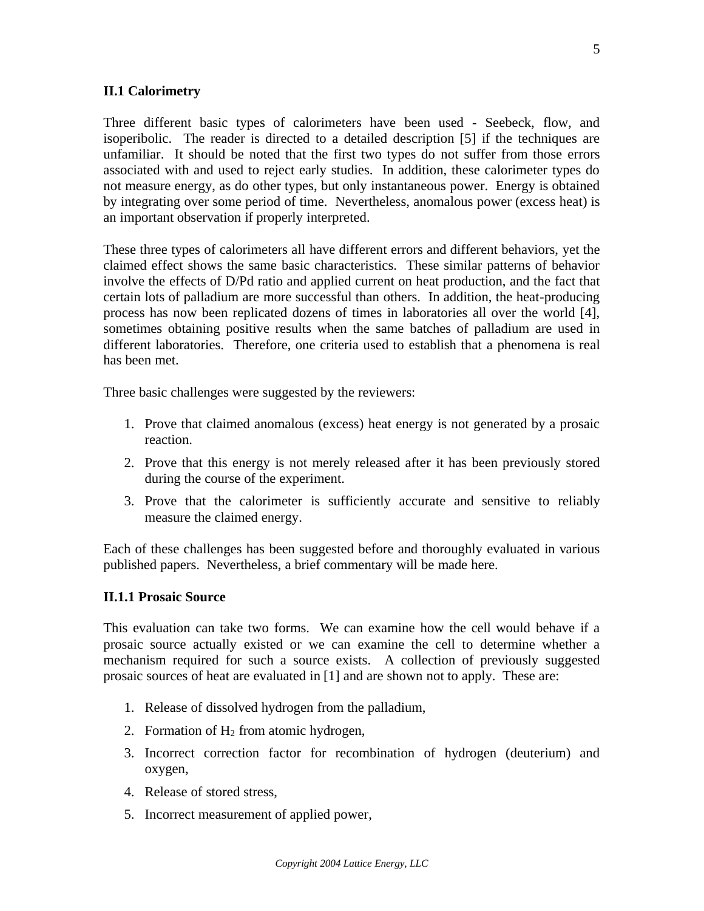### II.1 Calorimetry

Three different basic types of calorimeters have been used - Seebeck, flow, and isoperibolic. The reader is directed to a detailed description [5] if the techniques are unfamiliar. It should be noted that the first two types do not suffer from those errors associated with and used to reject early studies. In addition, these calorimeter types do not measure energy, as do other types, but only instantaneous power. Energy is obtained by integrating over some period of time. Nevertheless, anomalous power (excess heat) is an important observation if properly interpreted.

These three types of calorimeters all have different errors and different behaviors, yet the claimed effect shows the same basic characteristics. These similar patterns of behavior involve the effects of D/Pd ratio and applied current on heat production, and the fact that certain lots of palladium are more successful than others. In addition, the heat-producing process has now been replicated dozens of times in laboratories all over the world [4], sometimes obtaining positive results when the same batches of palladium are used in different laboratories. Therefore, one criteria used to establish that a phenomena is real has been met.

Three basic challenges were suggested by the reviewers:

1. Prove that claimed anomalous (excess) heat energy is not generated by a prosaic reaction.
2. Prove that this energy is not merely released after it has been previously stored during the course of the experiment.
3. Prove that the calorimeter is sufficiently accurate and sensitive to reliably measure the claimed energy.

Each of these challenges has been suggested before and thoroughly evaluated in various published papers. Nevertheless, a brief commentary will be made here.

#### II.1.1 Prosaic Source

This evaluation can take two forms. We can examine how the cell would behave if a prosaic source actually existed or we can examine the cell to determine whether a mechanism required for such a source exists. A collection of previously suggested prosaic sources of heat are evaluated in [1] and are shown not to apply. These are:

1. Release of dissolved hydrogen from the palladium,
2. Formation of $H_2$ from atomic hydrogen,
3. Incorrect correction factor for recombination of hydrogen (deuterium) and oxygen,
4. Release of stored stress,
5. Incorrect measurement of applied power,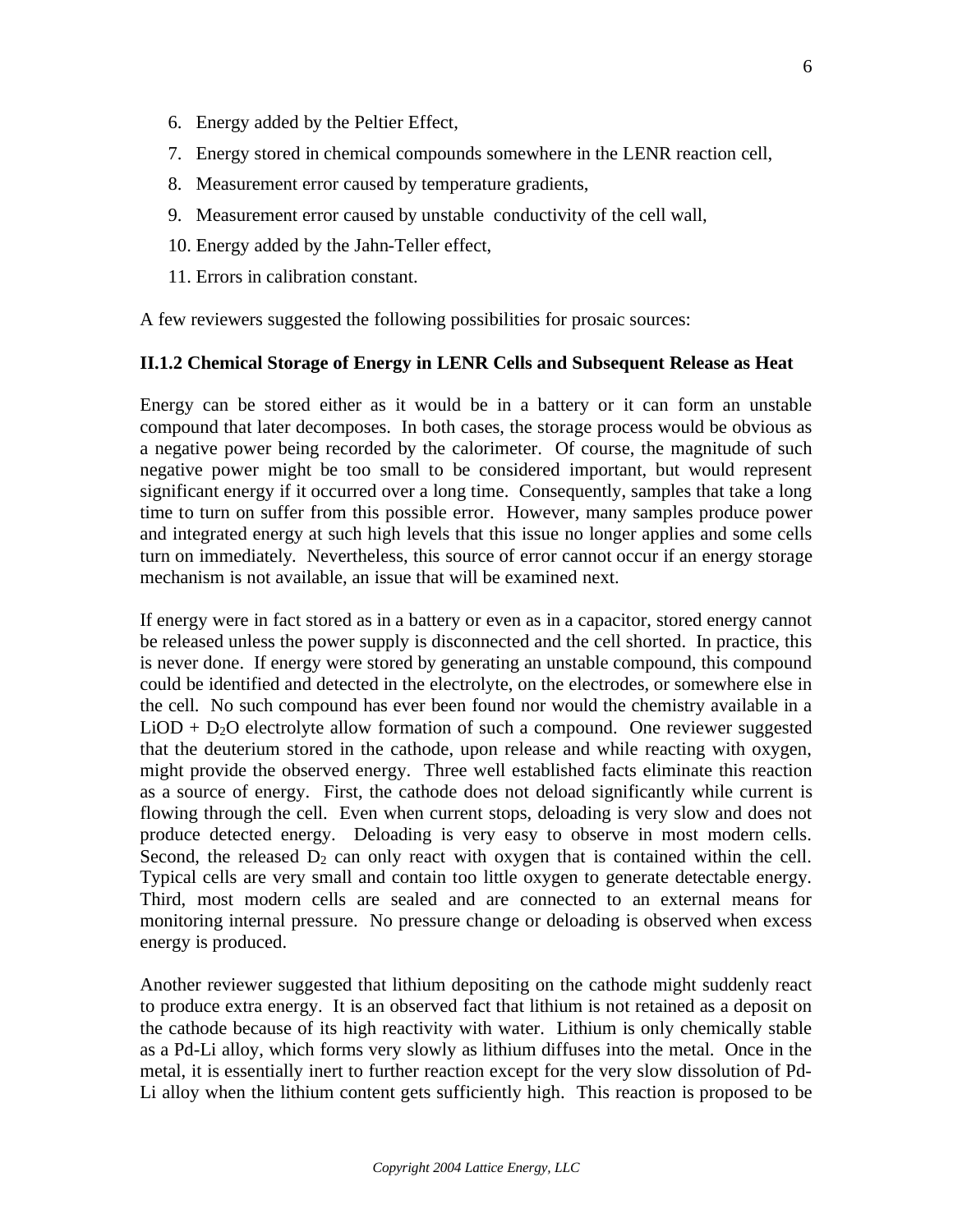6. Energy added by the Peltier Effect,
7. Energy stored in chemical compounds somewhere in the LENR reaction cell,
8. Measurement error caused by temperature gradients,
9. Measurement error caused by unstable conductivity of the cell wall,
10. Energy added by the Jahn-Teller effect,
11. Errors in calibration constant.

A few reviewers suggested the following possibilities for prosaic sources:

### II.1.2 Chemical Storage of Energy in LENR Cells and Subsequent Release as Heat

Energy can be stored either as it would be in a battery or it can form an unstable compound that later decomposes. In both cases, the storage process would be obvious as a negative power being recorded by the calorimeter. Of course, the magnitude of such negative power might be too small to be considered important, but would represent significant energy if it occurred over a long time. Consequently, samples that take a long time to turn on suffer from this possible error. However, many samples produce power and integrated energy at such high levels that this issue no longer applies and some cells turn on immediately. Nevertheless, this source of error cannot occur if an energy storage mechanism is not available, an issue that will be examined next.

If energy were in fact stored as in a battery or even as in a capacitor, stored energy cannot be released unless the power supply is disconnected and the cell shorted. In practice, this is never done. If energy were stored by generating an unstable compound, this compound could be identified and detected in the electrolyte, on the electrodes, or somewhere else in the cell. No such compound has ever been found nor would the chemistry available in a $LiOD + D_2O$ electrolyte allow formation of such a compound. One reviewer suggested that the deuterium stored in the cathode, upon release and while reacting with oxygen, might provide the observed energy. Three well established facts eliminate this reaction as a source of energy. First, the cathode does not deload significantly while current is flowing through the cell. Even when current stops, deloading is very slow and does not produce detected energy. Deloading is very easy to observe in most modern cells. Second, the released $D_2$ can only react with oxygen that is contained within the cell. Typical cells are very small and contain too little oxygen to generate detectable energy. Third, most modern cells are sealed and are connected to an external means for monitoring internal pressure. No pressure change or deloading is observed when excess energy is produced.

Another reviewer suggested that lithium depositing on the cathode might suddenly react to produce extra energy. It is an observed fact that lithium is not retained as a deposit on the cathode because of its high reactivity with water. Lithium is only chemically stable as a Pd-Li alloy, which forms very slowly as lithium diffuses into the metal. Once in the metal, it is essentially inert to further reaction except for the very slow dissolution of Pd-Li alloy when the lithium content gets sufficiently high. This reaction is proposed to be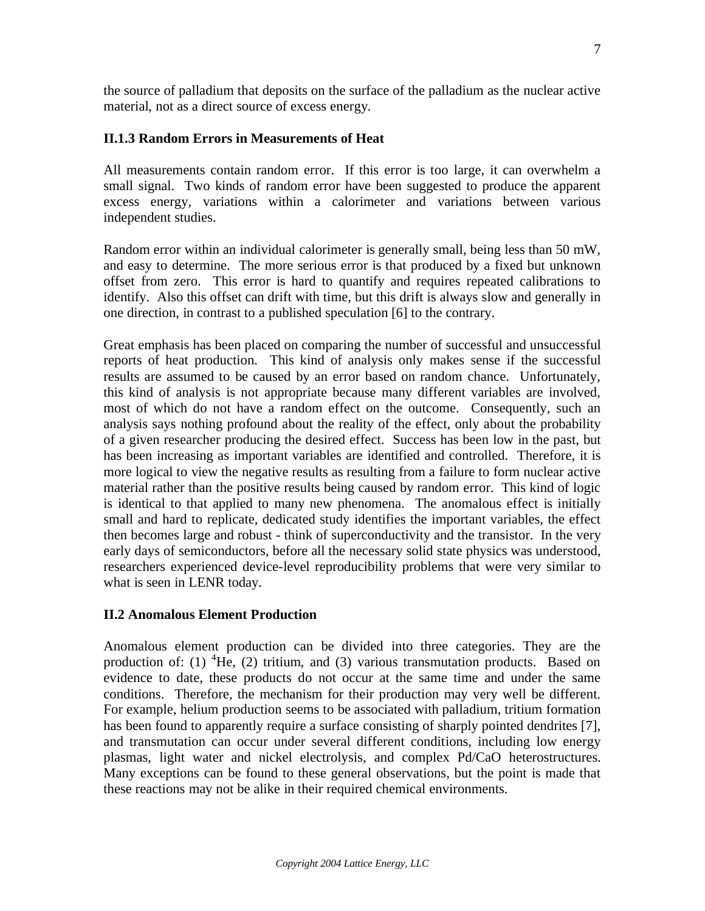the source of palladium that deposits on the surface of the palladium as the nuclear active material, not as a direct source of excess energy.

### II.1.3 Random Errors in Measurements of Heat

All measurements contain random error. If this error is too large, it can overwhelm a small signal. Two kinds of random error have been suggested to produce the apparent excess energy, variations within a calorimeter and variations between various independent studies.

Random error within an individual calorimeter is generally small, being less than 50 mW, and easy to determine. The more serious error is that produced by a fixed but unknown offset from zero. This error is hard to quantify and requires repeated calibrations to identify. Also this offset can drift with time, but this drift is always slow and generally in one direction, in contrast to a published speculation [6] to the contrary.

Great emphasis has been placed on comparing the number of successful and unsuccessful reports of heat production. This kind of analysis only makes sense if the successful results are assumed to be caused by an error based on random chance. Unfortunately, this kind of analysis is not appropriate because many different variables are involved, most of which do not have a random effect on the outcome. Consequently, such an analysis says nothing profound about the reality of the effect, only about the probability of a given researcher producing the desired effect. Success has been low in the past, but has been increasing as important variables are identified and controlled. Therefore, it is more logical to view the negative results as resulting from a failure to form nuclear active material rather than the positive results being caused by random error. This kind of logic is identical to that applied to many new phenomena. The anomalous effect is initially small and hard to replicate, dedicated study identifies the important variables, the effect then becomes large and robust - think of superconductivity and the transistor. In the very early days of semiconductors, before all the necessary solid state physics was understood, researchers experienced device-level reproducibility problems that were very similar to what is seen in LENR today.

## II.2 Anomalous Element Production

Anomalous element production can be divided into three categories. They are the production of: (1) $^4$He, (2) tritium, and (3) various transmutation products. Based on evidence to date, these products do not occur at the same time and under the same conditions. Therefore, the mechanism for their production may very well be different. For example, helium production seems to be associated with palladium, tritium formation has been found to apparently require a surface consisting of sharply pointed dendrites [7], and transmutation can occur under several different conditions, including low energy plasmas, light water and nickel electrolysis, and complex Pd/CaO heterostructures. Many exceptions can be found to these general observations, but the point is made that these reactions may not be alike in their required chemical environments.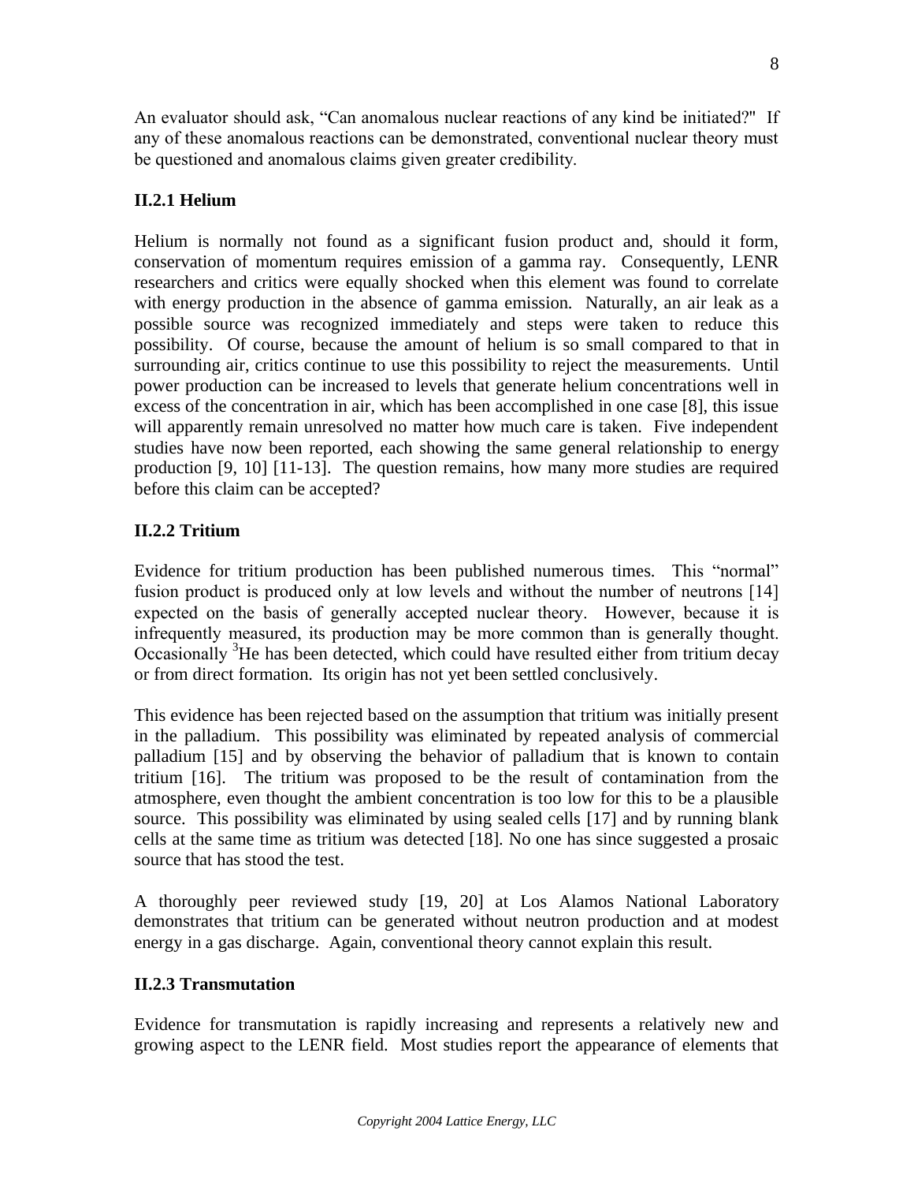An evaluator should ask, "Can anomalous nuclear reactions of any kind be initiated?" If any of these anomalous reactions can be demonstrated, conventional nuclear theory must be questioned and anomalous claims given greater credibility.

### II.2.1 Helium

Helium is normally not found as a significant fusion product and, should it form, conservation of momentum requires emission of a gamma ray. Consequently, LENR researchers and critics were equally shocked when this element was found to correlate with energy production in the absence of gamma emission. Naturally, an air leak as a possible source was recognized immediately and steps were taken to reduce this possibility. Of course, because the amount of helium is so small compared to that in surrounding air, critics continue to use this possibility to reject the measurements. Until power production can be increased to levels that generate helium concentrations well in excess of the concentration in air, which has been accomplished in one case [8], this issue will apparently remain unresolved no matter how much care is taken. Five independent studies have now been reported, each showing the same general relationship to energy production [9, 10] [11-13]. The question remains, how many more studies are required before this claim can be accepted?

### II.2.2 Tritium

Evidence for tritium production has been published numerous times. This "normal" fusion product is produced only at low levels and without the number of neutrons [14] expected on the basis of generally accepted nuclear theory. However, because it is infrequently measured, its production may be more common than is generally thought. Occasionally $^{3}$He has been detected, which could have resulted either from tritium decay or from direct formation. Its origin has not yet been settled conclusively.

This evidence has been rejected based on the assumption that tritium was initially present in the palladium. This possibility was eliminated by repeated analysis of commercial palladium [15] and by observing the behavior of palladium that is known to contain tritium [16]. The tritium was proposed to be the result of contamination from the atmosphere, even thought the ambient concentration is too low for this to be a plausible source. This possibility was eliminated by using sealed cells [17] and by running blank cells at the same time as tritium was detected [18]. No one has since suggested a prosaic source that has stood the test.

A thoroughly peer reviewed study [19, 20] at Los Alamos National Laboratory demonstrates that tritium can be generated without neutron production and at modest energy in a gas discharge. Again, conventional theory cannot explain this result.

### II.2.3 Transmutation

Evidence for transmutation is rapidly increasing and represents a relatively new and growing aspect to the LENR field. Most studies report the appearance of elements that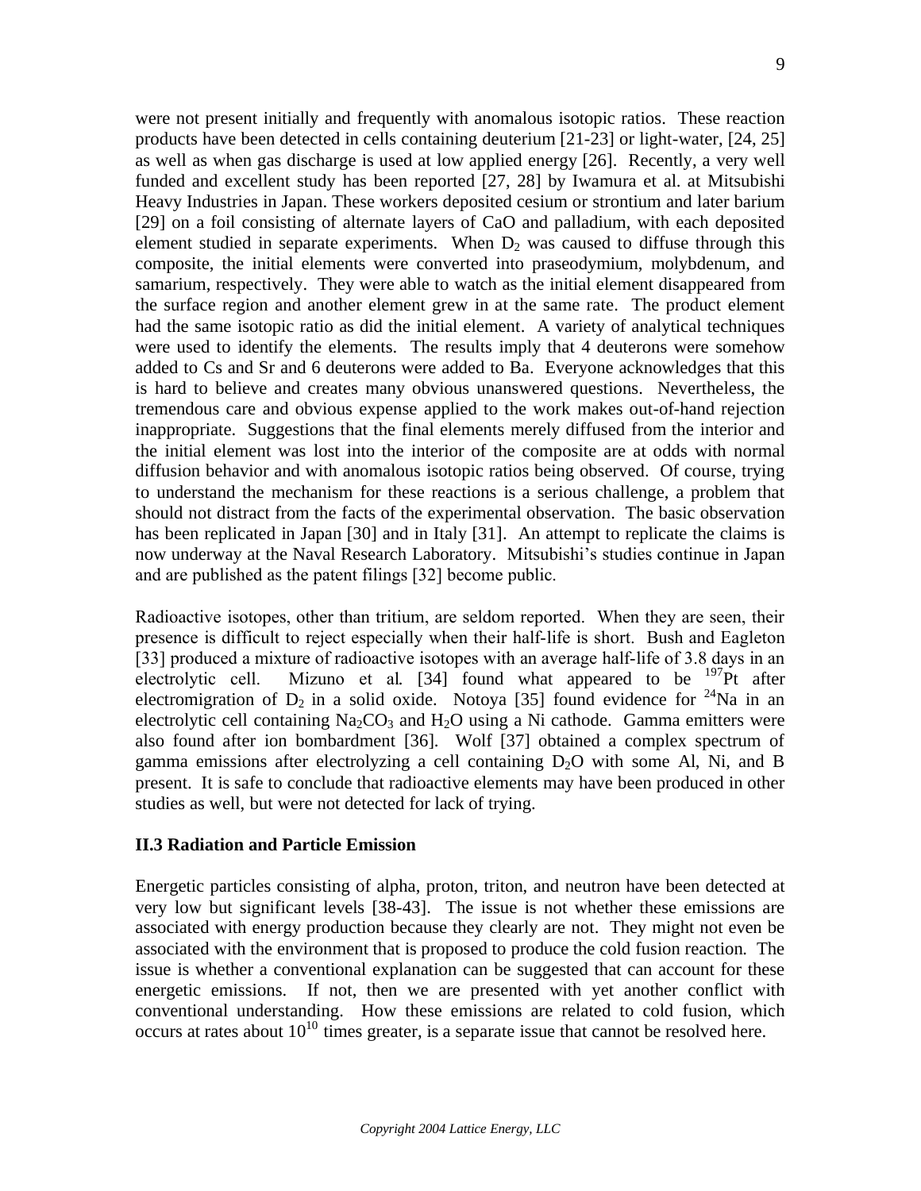were not present initially and frequently with anomalous isotopic ratios. These reaction products have been detected in cells containing deuterium [21-23] or light-water, [24, 25] as well as when gas discharge is used at low applied energy [26]. Recently, a very well funded and excellent study has been reported [27, 28] by Iwamura et al. at Mitsubishi Heavy Industries in Japan. These workers deposited cesium or strontium and later barium [29] on a foil consisting of alternate layers of CaO and palladium, with each deposited element studied in separate experiments. When $D_2$ was caused to diffuse through this composite, the initial elements were converted into praseodymium, molybdenum, and samarium, respectively. They were able to watch as the initial element disappeared from the surface region and another element grew in at the same rate. The product element had the same isotopic ratio as did the initial element. A variety of analytical techniques were used to identify the elements. The results imply that 4 deuterons were somehow added to Cs and Sr and 6 deuterons were added to Ba. Everyone acknowledges that this is hard to believe and creates many obvious unanswered questions. Nevertheless, the tremendous care and obvious expense applied to the work makes out-of-hand rejection inappropriate. Suggestions that the final elements merely diffused from the interior and the initial element was lost into the interior of the composite are at odds with normal diffusion behavior and with anomalous isotopic ratios being observed. Of course, trying to understand the mechanism for these reactions is a serious challenge, a problem that should not distract from the facts of the experimental observation. The basic observation has been replicated in Japan [30] and in Italy [31]. An attempt to replicate the claims is now underway at the Naval Research Laboratory. Mitsubishi's studies continue in Japan and are published as the patent filings [32] become public.

Radioactive isotopes, other than tritium, are seldom reported. When they are seen, their presence is difficult to reject especially when their half-life is short. Bush and Eagleton [33] produced a mixture of radioactive isotopes with an average half-life of 3.8 days in an electrolytic cell. Mizuno et al. [34] found what appeared to be $^{197}Pt$ after electromigration of $D_2$ in a solid oxide. Notoya [35] found evidence for $^{24}Na$ in an electrolytic cell containing $Na_2CO_3$ and $H_2O$ using a Ni cathode. Gamma emitters were also found after ion bombardment [36]. Wolf [37] obtained a complex spectrum of gamma emissions after electrolyzing a cell containing $D_2O$ with some Al, Ni, and B present. It is safe to conclude that radioactive elements may have been produced in other studies as well, but were not detected for lack of trying.

### II.3 Radiation and Particle Emission

Energetic particles consisting of alpha, proton, triton, and neutron have been detected at very low but significant levels [38-43]. The issue is not whether these emissions are associated with energy production because they clearly are not. They might not even be associated with the environment that is proposed to produce the cold fusion reaction. The issue is whether a conventional explanation can be suggested that can account for these energetic emissions. If not, then we are presented with yet another conflict with conventional understanding. How these emissions are related to cold fusion, which occurs at rates about $10^{10}$ times greater, is a separate issue that cannot be resolved here.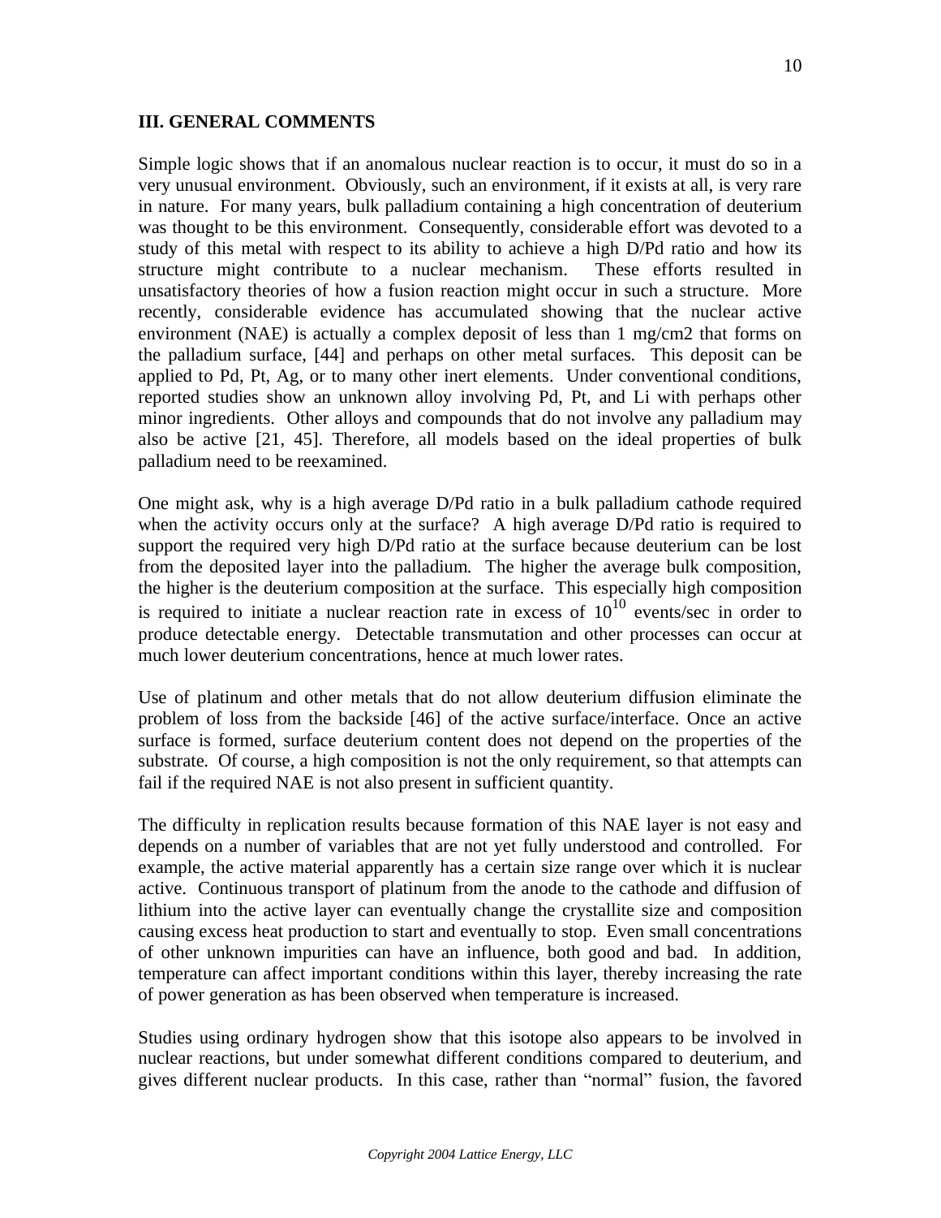### III. GENERAL COMMENTS

Simple logic shows that if an anomalous nuclear reaction is to occur, it must do so in a very unusual environment. Obviously, such an environment, if it exists at all, is very rare in nature. For many years, bulk palladium containing a high concentration of deuterium was thought to be this environment. Consequently, considerable effort was devoted to a study of this metal with respect to its ability to achieve a high D/Pd ratio and how its structure might contribute to a nuclear mechanism. These efforts resulted in unsatisfactory theories of how a fusion reaction might occur in such a structure. More recently, considerable evidence has accumulated showing that the nuclear active environment (NAE) is actually a complex deposit of less than 1 mg/cm2 that forms on the palladium surface, [44] and perhaps on other metal surfaces. This deposit can be applied to Pd, Pt, Ag, or to many other inert elements. Under conventional conditions, reported studies show an unknown alloy involving Pd, Pt, and Li with perhaps other minor ingredients. Other alloys and compounds that do not involve any palladium may also be active [21, 45]. Therefore, all models based on the ideal properties of bulk palladium need to be reexamined.

One might ask, why is a high average D/Pd ratio in a bulk palladium cathode required when the activity occurs only at the surface? A high average D/Pd ratio is required to support the required very high D/Pd ratio at the surface because deuterium can be lost from the deposited layer into the palladium. The higher the average bulk composition, the higher is the deuterium composition at the surface. This especially high composition is required to initiate a nuclear reaction rate in excess of $10^{10}$ events/sec in order to produce detectable energy. Detectable transmutation and other processes can occur at much lower deuterium concentrations, hence at much lower rates.

Use of platinum and other metals that do not allow deuterium diffusion eliminate the problem of loss from the backside [46] of the active surface/interface. Once an active surface is formed, surface deuterium content does not depend on the properties of the substrate. Of course, a high composition is not the only requirement, so that attempts can fail if the required NAE is not also present in sufficient quantity.

The difficulty in replication results because formation of this NAE layer is not easy and depends on a number of variables that are not yet fully understood and controlled. For example, the active material apparently has a certain size range over which it is nuclear active. Continuous transport of platinum from the anode to the cathode and diffusion of lithium into the active layer can eventually change the crystallite size and composition causing excess heat production to start and eventually to stop. Even small concentrations of other unknown impurities can have an influence, both good and bad. In addition, temperature can affect important conditions within this layer, thereby increasing the rate of power generation as has been observed when temperature is increased.

Studies using ordinary hydrogen show that this isotope also appears to be involved in nuclear reactions, but under somewhat different conditions compared to deuterium, and gives different nuclear products. In this case, rather than "normal" fusion, the favored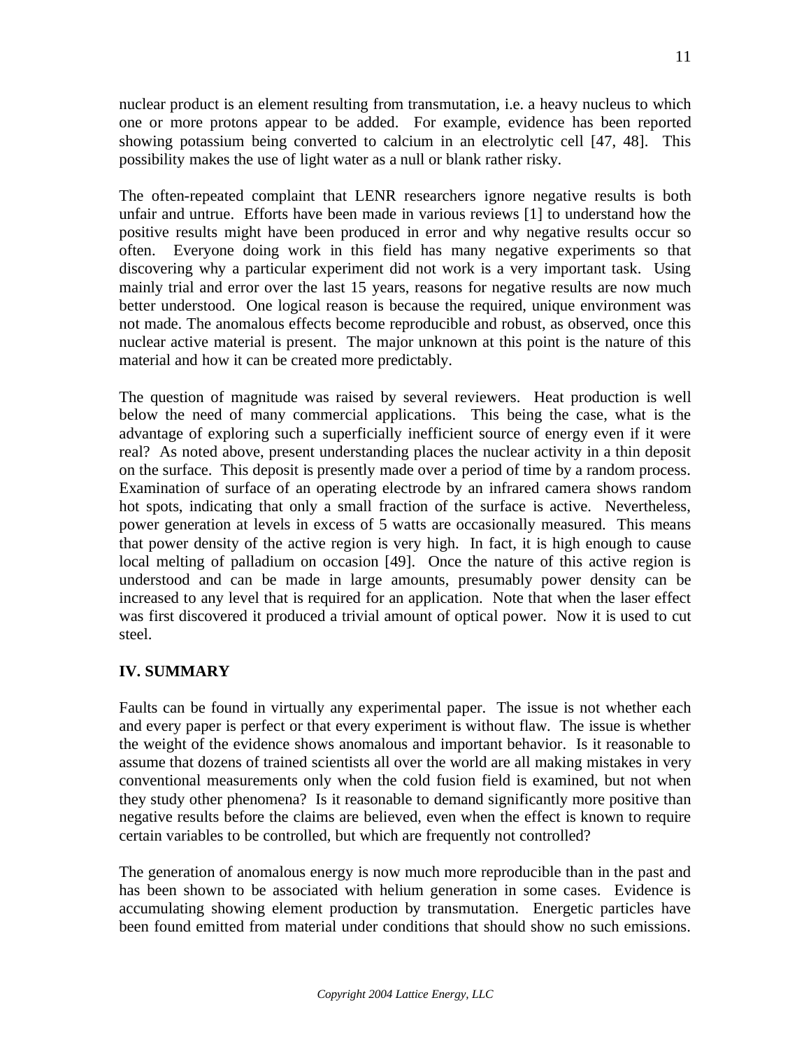nuclear product is an element resulting from transmutation, i.e. a heavy nucleus to which one or more protons appear to be added. For example, evidence has been reported showing potassium being converted to calcium in an electrolytic cell [47, 48]. This possibility makes the use of light water as a null or blank rather risky.

The often-repeated complaint that LENR researchers ignore negative results is both unfair and untrue. Efforts have been made in various reviews [1] to understand how the positive results might have been produced in error and why negative results occur so often. Everyone doing work in this field has many negative experiments so that discovering why a particular experiment did not work is a very important task. Using mainly trial and error over the last 15 years, reasons for negative results are now much better understood. One logical reason is because the required, unique environment was not made. The anomalous effects become reproducible and robust, as observed, once this nuclear active material is present. The major unknown at this point is the nature of this material and how it can be created more predictably.

The question of magnitude was raised by several reviewers. Heat production is well below the need of many commercial applications. This being the case, what is the advantage of exploring such a superficially inefficient source of energy even if it were real? As noted above, present understanding places the nuclear activity in a thin deposit on the surface. This deposit is presently made over a period of time by a random process. Examination of surface of an operating electrode by an infrared camera shows random hot spots, indicating that only a small fraction of the surface is active. Nevertheless, power generation at levels in excess of 5 watts are occasionally measured. This means that power density of the active region is very high. In fact, it is high enough to cause local melting of palladium on occasion [49]. Once the nature of this active region is understood and can be made in large amounts, presumably power density can be increased to any level that is required for an application. Note that when the laser effect was first discovered it produced a trivial amount of optical power. Now it is used to cut steel.

## IV. SUMMARY

Faults can be found in virtually any experimental paper. The issue is not whether each and every paper is perfect or that every experiment is without flaw. The issue is whether the weight of the evidence shows anomalous and important behavior. Is it reasonable to assume that dozens of trained scientists all over the world are all making mistakes in very conventional measurements only when the cold fusion field is examined, but not when they study other phenomena? Is it reasonable to demand significantly more positive than negative results before the claims are believed, even when the effect is known to require certain variables to be controlled, but which are frequently not controlled?

The generation of anomalous energy is now much more reproducible than in the past and has been shown to be associated with helium generation in some cases. Evidence is accumulating showing element production by transmutation. Energetic particles have been found emitted from material under conditions that should show no such emissions.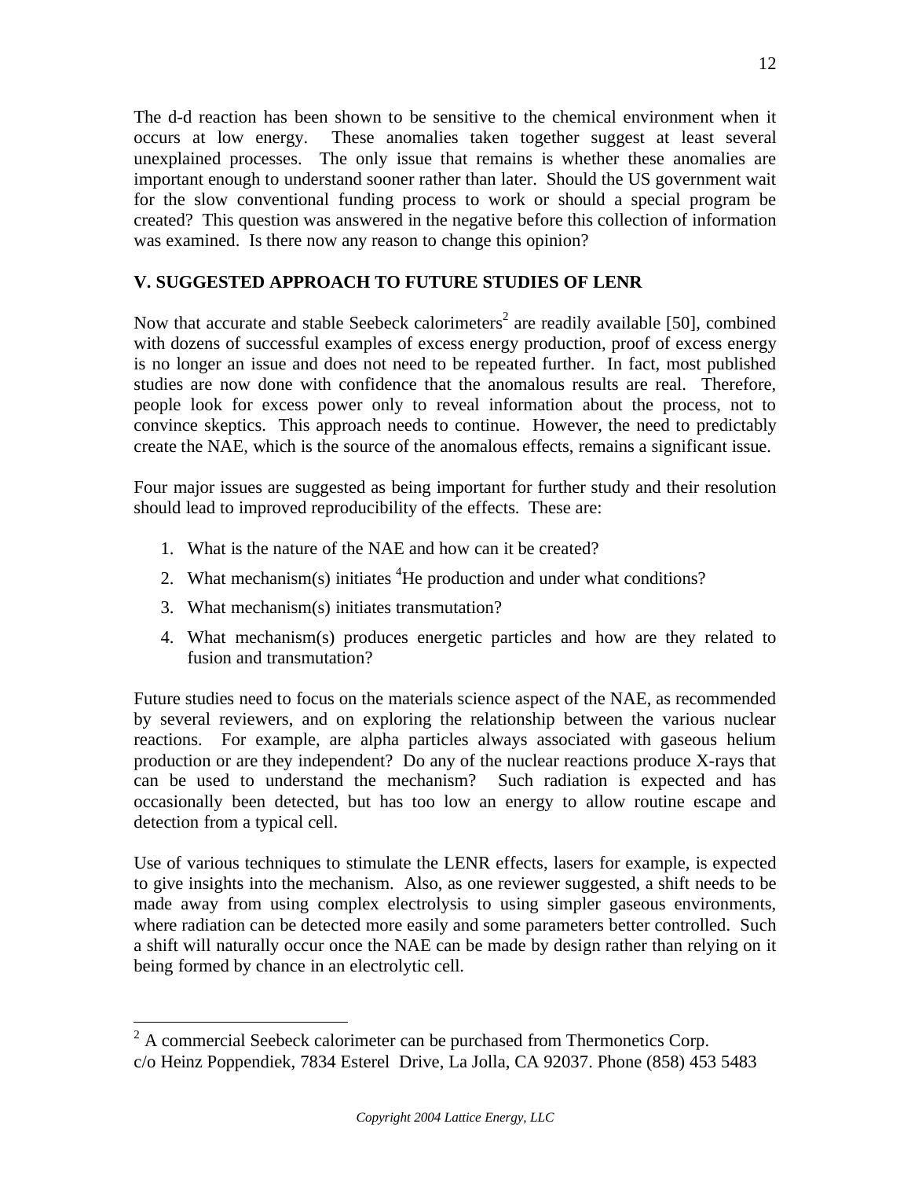The d-d reaction has been shown to be sensitive to the chemical environment when it occurs at low energy. These anomalies taken together suggest at least several unexplained processes. The only issue that remains is whether these anomalies are important enough to understand sooner rather than later. Should the US government wait for the slow conventional funding process to work or should a special program be created? This question was answered in the negative before this collection of information was examined. Is there now any reason to change this opinion?

## V. SUGGESTED APPROACH TO FUTURE STUDIES OF LENR

Now that accurate and stable Seebeck calorimeters[2] are readily available [50], combined with dozens of successful examples of excess energy production, proof of excess energy is no longer an issue and does not need to be repeated further. In fact, most published studies are now done with confidence that the anomalous results are real. Therefore, people look for excess power only to reveal information about the process, not to convince skeptics. This approach needs to continue. However, the need to predictably create the NAE, which is the source of the anomalous effects, remains a significant issue.

Four major issues are suggested as being important for further study and their resolution should lead to improved reproducibility of the effects. These are:

1. What is the nature of the NAE and how can it be created?
2. What mechanism(s) initiates $^4$He production and under what conditions?
3. What mechanism(s) initiates transmutation?
4. What mechanism(s) produces energetic particles and how are they related to fusion and transmutation?

Future studies need to focus on the materials science aspect of the NAE, as recommended by several reviewers, and on exploring the relationship between the various nuclear reactions. For example, are alpha particles always associated with gaseous helium production or are they independent? Do any of the nuclear reactions produce X-rays that can be used to understand the mechanism? Such radiation is expected and has occasionally been detected, but has too low an energy to allow routine escape and detection from a typical cell.

Use of various techniques to stimulate the LENR effects, lasers for example, is expected to give insights into the mechanism. Also, as one reviewer suggested, a shift needs to be made away from using complex electrolysis to using simpler gaseous environments, where radiation can be detected more easily and some parameters better controlled. Such a shift will naturally occur once the NAE can be made by design rather than relying on it being formed by chance in an electrolytic cell.

---

[2] A commercial Seebeck calorimeter can be purchased from Thermonetics Corp. c/o Heinz Poppendiek, 7834 Esterel Drive, La Jolla, CA 92037. Phone (858) 453 5483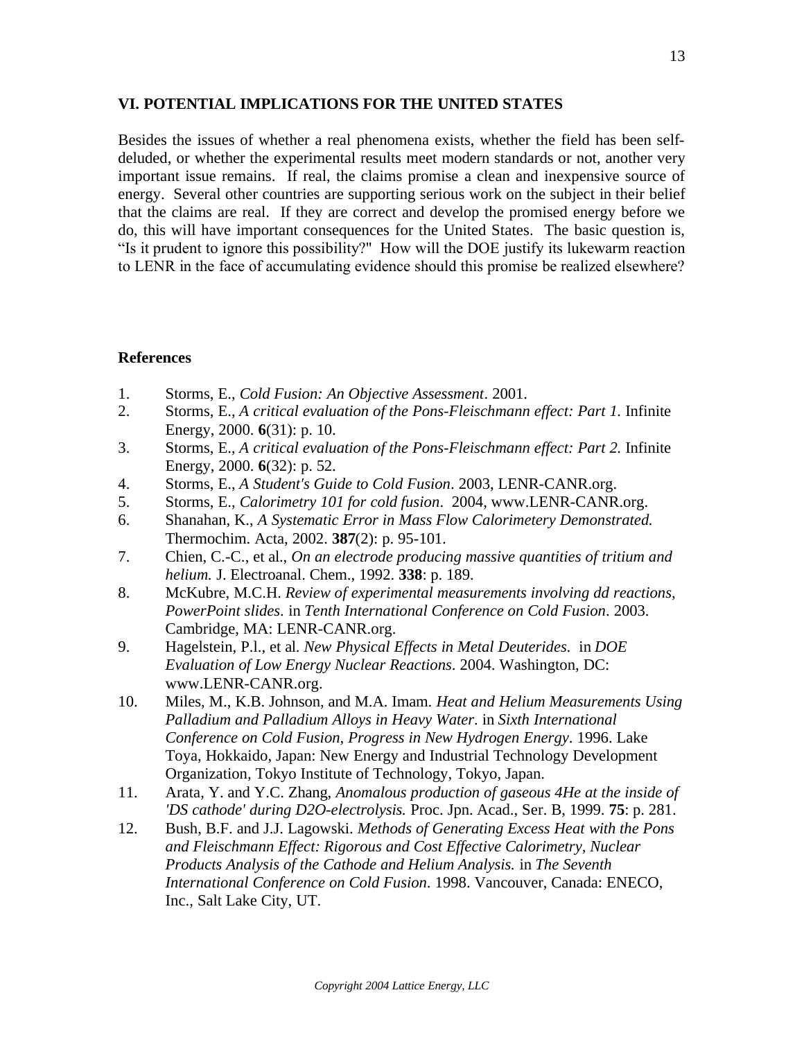## VI. POTENTIAL IMPLICATIONS FOR THE UNITED STATES

Besides the issues of whether a real phenomena exists, whether the field has been self-deluded, or whether the experimental results meet modern standards or not, another very important issue remains. If real, the claims promise a clean and inexpensive source of energy. Several other countries are supporting serious work on the subject in their belief that the claims are real. If they are correct and develop the promised energy before we do, this will have important consequences for the United States. The basic question is, "Is it prudent to ignore this possibility?" How will the DOE justify its lukewarm reaction to LENR in the face of accumulating evidence should this promise be realized elsewhere?

## References

1. Storms, E., *Cold Fusion: An Objective Assessment*. 2001.
2. Storms, E., *A critical evaluation of the Pons-Fleischmann effect: Part 1.* Infinite Energy, 2000. **6**(31): p. 10.
3. Storms, E., *A critical evaluation of the Pons-Fleischmann effect: Part 2.* Infinite Energy, 2000. **6**(32): p. 52.
4. Storms, E., *A Student's Guide to Cold Fusion*. 2003, LENR-CANR.org.
5. Storms, E., *Calorimetry 101 for cold fusion*. 2004, www.LENR-CANR.org.
6. Shanahan, K., *A Systematic Error in Mass Flow Calorimetery Demonstrated.* Thermochim. Acta, 2002. **387**(2): p. 95-101.
7. Chien, C.-C., et al., *On an electrode producing massive quantities of tritium and helium.* J. Electroanal. Chem., 1992. **338**: p. 189.
8. McKubre, M.C.H. *Review of experimental measurements involving dd reactions, PowerPoint slides.* in *Tenth International Conference on Cold Fusion*. 2003. Cambridge, MA: LENR-CANR.org.
9. Hagelstein, P.l., et al. *New Physical Effects in Metal Deuterides.* in *DOE Evaluation of Low Energy Nuclear Reactions*. 2004. Washington, DC: www.LENR-CANR.org.
10. Miles, M., K.B. Johnson, and M.A. Imam. *Heat and Helium Measurements Using Palladium and Palladium Alloys in Heavy Water*. in *Sixth International Conference on Cold Fusion, Progress in New Hydrogen Energy*. 1996. Lake Toya, Hokkaido, Japan: New Energy and Industrial Technology Development Organization, Tokyo Institute of Technology, Tokyo, Japan.
11. Arata, Y. and Y.C. Zhang, *Anomalous production of gaseous 4He at the inside of 'DS cathode' during D2O-electrolysis.* Proc. Jpn. Acad., Ser. B, 1999. **75**: p. 281.
12. Bush, B.F. and J.J. Lagowski. *Methods of Generating Excess Heat with the Pons and Fleischmann Effect: Rigorous and Cost Effective Calorimetry, Nuclear Products Analysis of the Cathode and Helium Analysis.* in *The Seventh International Conference on Cold Fusion*. 1998. Vancouver, Canada: ENECO, Inc., Salt Lake City, UT.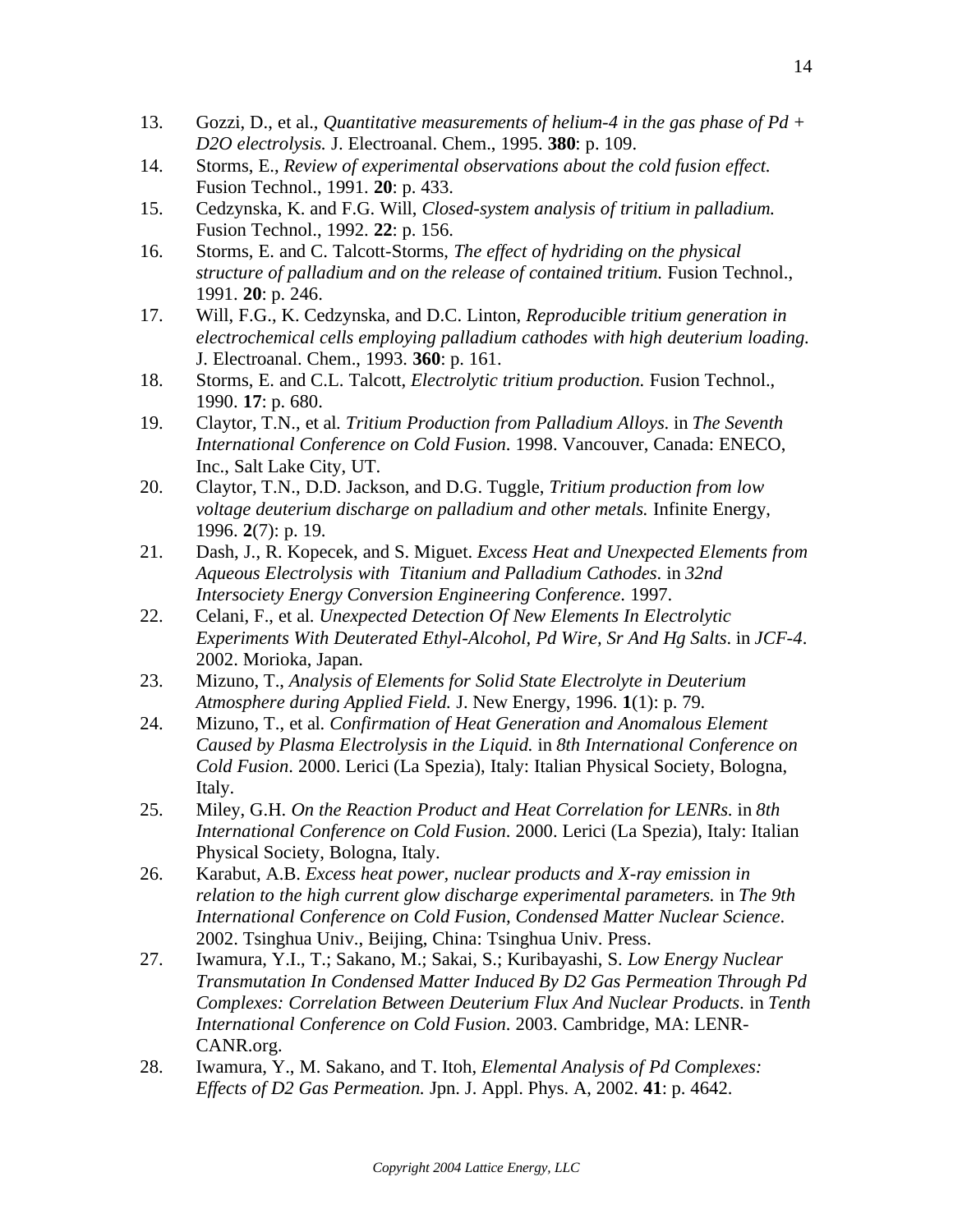13. Gozzi, D., et al., *Quantitative measurements of helium-4 in the gas phase of Pd + D2O electrolysis.* J. Electroanal. Chem., 1995. **380**: p. 109.
14. Storms, E., *Review of experimental observations about the cold fusion effect.* Fusion Technol., 1991. **20**: p. 433.
15. Cedzynska, K. and F.G. Will, *Closed-system analysis of tritium in palladium.* Fusion Technol., 1992. **22**: p. 156.
16. Storms, E. and C. Talcott-Storms, *The effect of hydriding on the physical structure of palladium and on the release of contained tritium.* Fusion Technol., 1991. **20**: p. 246.
17. Will, F.G., K. Cedzynska, and D.C. Linton, *Reproducible tritium generation in electrochemical cells employing palladium cathodes with high deuterium loading.* J. Electroanal. Chem., 1993. **360**: p. 161.
18. Storms, E. and C.L. Talcott, *Electrolytic tritium production.* Fusion Technol., 1990. **17**: p. 680.
19. Claytor, T.N., et al. *Tritium Production from Palladium Alloys.* in *The Seventh International Conference on Cold Fusion*. 1998. Vancouver, Canada: ENECO, Inc., Salt Lake City, UT.
20. Claytor, T.N., D.D. Jackson, and D.G. Tuggle, *Tritium production from low voltage deuterium discharge on palladium and other metals.* Infinite Energy, 1996. **2**(7): p. 19.
21. Dash, J., R. Kopecek, and S. Miguet. *Excess Heat and Unexpected Elements from Aqueous Electrolysis with Titanium and Palladium Cathodes*. in *32nd Intersociety Energy Conversion Engineering Conference*. 1997.
22. Celani, F., et al. *Unexpected Detection Of New Elements In Electrolytic Experiments With Deuterated Ethyl-Alcohol, Pd Wire, Sr And Hg Salts*. in *JCF-4*. 2002. Morioka, Japan.
23. Mizuno, T., *Analysis of Elements for Solid State Electrolyte in Deuterium Atmosphere during Applied Field.* J. New Energy, 1996. **1**(1): p. 79.
24. Mizuno, T., et al. *Confirmation of Heat Generation and Anomalous Element Caused by Plasma Electrolysis in the Liquid.* in *8th International Conference on Cold Fusion*. 2000. Lerici (La Spezia), Italy: Italian Physical Society, Bologna, Italy.
25. Miley, G.H. *On the Reaction Product and Heat Correlation for LENRs.* in *8th International Conference on Cold Fusion*. 2000. Lerici (La Spezia), Italy: Italian Physical Society, Bologna, Italy.
26. Karabut, A.B. *Excess heat power, nuclear products and X-ray emission in relation to the high current glow discharge experimental parameters.* in *The 9th International Conference on Cold Fusion, Condensed Matter Nuclear Science*. 2002. Tsinghua Univ., Beijing, China: Tsinghua Univ. Press.
27. Iwamura, Y.I., T.; Sakano, M.; Sakai, S.; Kuribayashi, S. *Low Energy Nuclear Transmutation In Condensed Matter Induced By D2 Gas Permeation Through Pd Complexes: Correlation Between Deuterium Flux And Nuclear Products.* in *Tenth International Conference on Cold Fusion*. 2003. Cambridge, MA: LENR-CANR.org.
28. Iwamura, Y., M. Sakano, and T. Itoh, *Elemental Analysis of Pd Complexes: Effects of D2 Gas Permeation.* Jpn. J. Appl. Phys. A, 2002. **41**: p. 4642.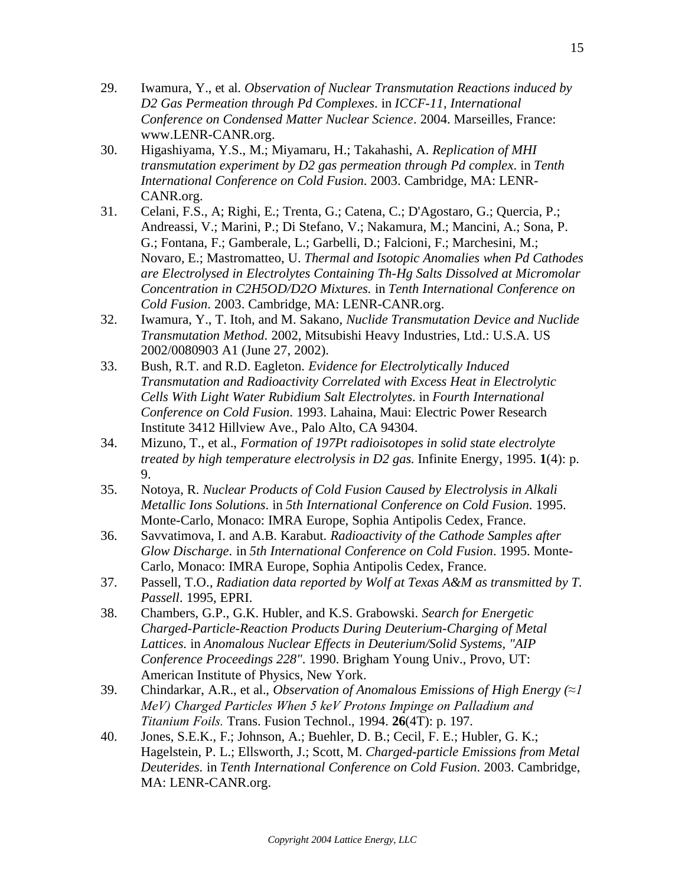29. Iwamura, Y., et al. *Observation of Nuclear Transmutation Reactions induced by D2 Gas Permeation through Pd Complexes*. in *ICCF-11, International Conference on Condensed Matter Nuclear Science*. 2004. Marseilles, France: www.LENR-CANR.org.
30. Higashiyama, Y.S., M.; Miyamaru, H.; Takahashi, A. *Replication of MHI transmutation experiment by D2 gas permeation through Pd complex*. in *Tenth International Conference on Cold Fusion*. 2003. Cambridge, MA: LENR-CANR.org.
31. Celani, F.S., A; Righi, E.; Trenta, G.; Catena, C.; D'Agostaro, G.; Quercia, P.; Andreassi, V.; Marini, P.; Di Stefano, V.; Nakamura, M.; Mancini, A.; Sona, P. G.; Fontana, F.; Gamberale, L.; Garbelli, D.; Falcioni, F.; Marchesini, M.; Novaro, E.; Mastromatteo, U. *Thermal and Isotopic Anomalies when Pd Cathodes are Electrolysed in Electrolytes Containing Th-Hg Salts Dissolved at Micromolar Concentration in C2H5OD/D2O Mixtures*. in *Tenth International Conference on Cold Fusion*. 2003. Cambridge, MA: LENR-CANR.org.
32. Iwamura, Y., T. Itoh, and M. Sakano, *Nuclide Transmutation Device and Nuclide Transmutation Method*. 2002, Mitsubishi Heavy Industries, Ltd.: U.S.A. US 2002/0080903 A1 (June 27, 2002).
33. Bush, R.T. and R.D. Eagleton. *Evidence for Electrolytically Induced Transmutation and Radioactivity Correlated with Excess Heat in Electrolytic Cells With Light Water Rubidium Salt Electrolytes*. in *Fourth International Conference on Cold Fusion*. 1993. Lahaina, Maui: Electric Power Research Institute 3412 Hillview Ave., Palo Alto, CA 94304.
34. Mizuno, T., et al., *Formation of 197Pt radioisotopes in solid state electrolyte treated by high temperature electrolysis in D2 gas.* Infinite Energy, 1995. **1**(4): p. 9.
35. Notoya, R. *Nuclear Products of Cold Fusion Caused by Electrolysis in Alkali Metallic Ions Solutions*. in *5th International Conference on Cold Fusion*. 1995. Monte-Carlo, Monaco: IMRA Europe, Sophia Antipolis Cedex, France.
36. Savvatimova, I. and A.B. Karabut. *Radioactivity of the Cathode Samples after Glow Discharge*. in *5th International Conference on Cold Fusion*. 1995. Monte-Carlo, Monaco: IMRA Europe, Sophia Antipolis Cedex, France.
37. Passell, T.O., *Radiation data reported by Wolf at Texas A&M as transmitted by T. Passell*. 1995, EPRI.
38. Chambers, G.P., G.K. Hubler, and K.S. Grabowski. *Search for Energetic Charged-Particle-Reaction Products During Deuterium-Charging of Metal Lattices*. in *Anomalous Nuclear Effects in Deuterium/Solid Systems, "AIP Conference Proceedings 228"*. 1990. Brigham Young Univ., Provo, UT: American Institute of Physics, New York.
39. Chindarkar, A.R., et al., *Observation of Anomalous Emissions of High Energy (≈1 MeV) Charged Particles When 5 keV Protons Impinge on Palladium and Titanium Foils.* Trans. Fusion Technol., 1994. **26**(4T): p. 197.
40. Jones, S.E.K., F.; Johnson, A.; Buehler, D. B.; Cecil, F. E.; Hubler, G. K.; Hagelstein, P. L.; Ellsworth, J.; Scott, M. *Charged-particle Emissions from Metal Deuterides*. in *Tenth International Conference on Cold Fusion*. 2003. Cambridge, MA: LENR-CANR.org.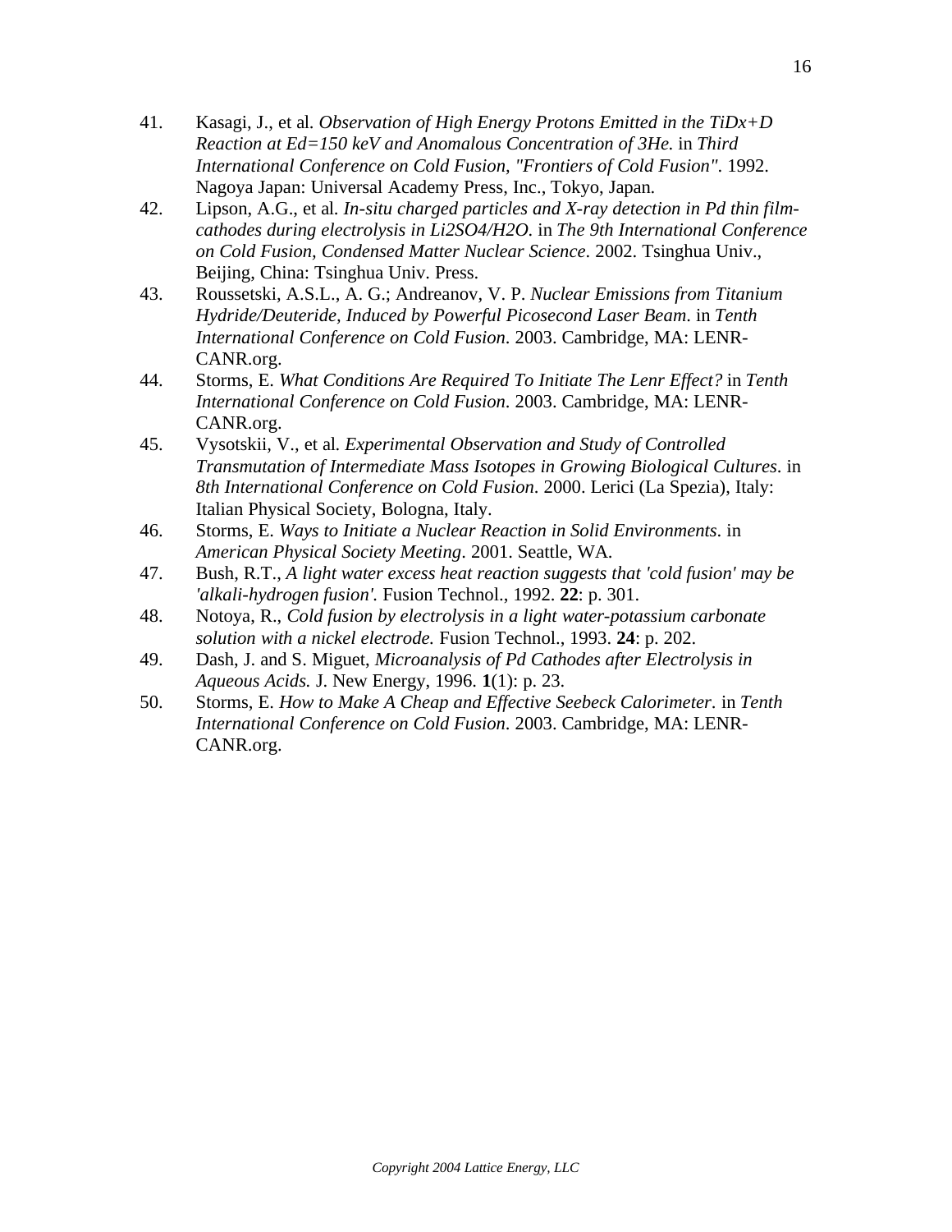41. Kasagi, J., et al. *Observation of High Energy Protons Emitted in the TiDx+D Reaction at Ed=150 keV and Anomalous Concentration of 3He.* in *Third International Conference on Cold Fusion, "Frontiers of Cold Fusion"*. 1992. Nagoya Japan: Universal Academy Press, Inc., Tokyo, Japan.
42. Lipson, A.G., et al. *In-situ charged particles and X-ray detection in Pd thin film-cathodes during electrolysis in Li2SO4/H2O*. in *The 9th International Conference on Cold Fusion, Condensed Matter Nuclear Science*. 2002. Tsinghua Univ., Beijing, China: Tsinghua Univ. Press.
43. Roussetski, A.S.L., A. G.; Andreanov, V. P. *Nuclear Emissions from Titanium Hydride/Deuteride, Induced by Powerful Picosecond Laser Beam*. in *Tenth International Conference on Cold Fusion*. 2003. Cambridge, MA: LENR-CANR.org.
44. Storms, E. *What Conditions Are Required To Initiate The Lenr Effect?* in *Tenth International Conference on Cold Fusion*. 2003. Cambridge, MA: LENR-CANR.org.
45. Vysotskii, V., et al. *Experimental Observation and Study of Controlled Transmutation of Intermediate Mass Isotopes in Growing Biological Cultures*. in *8th International Conference on Cold Fusion*. 2000. Lerici (La Spezia), Italy: Italian Physical Society, Bologna, Italy.
46. Storms, E. *Ways to Initiate a Nuclear Reaction in Solid Environments*. in *American Physical Society Meeting*. 2001. Seattle, WA.
47. Bush, R.T., *A light water excess heat reaction suggests that 'cold fusion' may be 'alkali-hydrogen fusion'.* Fusion Technol., 1992. **22**: p. 301.
48. Notoya, R., *Cold fusion by electrolysis in a light water-potassium carbonate solution with a nickel electrode.* Fusion Technol., 1993. **24**: p. 202.
49. Dash, J. and S. Miguet, *Microanalysis of Pd Cathodes after Electrolysis in Aqueous Acids.* J. New Energy, 1996. **1**(1): p. 23.
50. Storms, E. *How to Make A Cheap and Effective Seebeck Calorimeter*. in *Tenth International Conference on Cold Fusion*. 2003. Cambridge, MA: LENR-CANR.org.